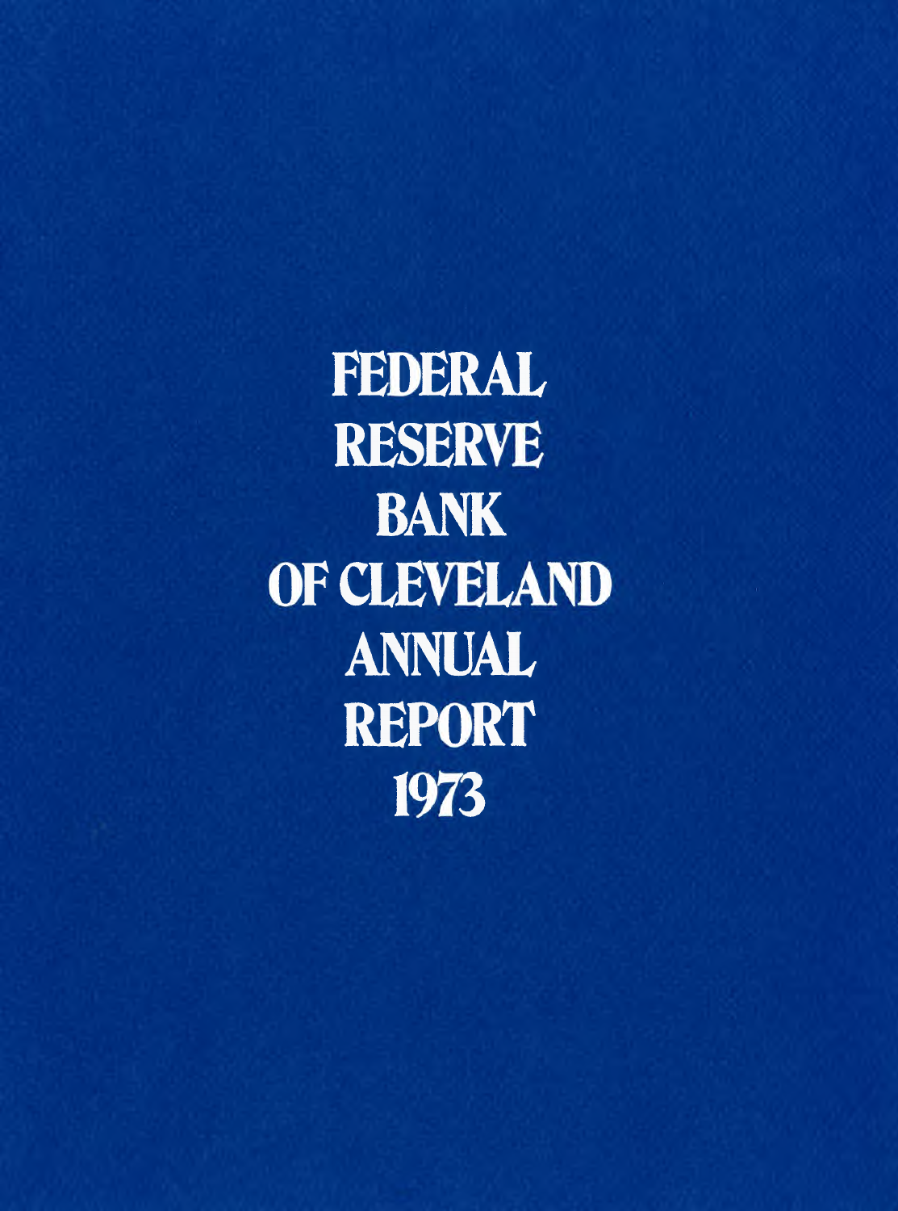# FEDERAL RESERVE BANK OF CLEVELAND ANNUAL REPORT 1973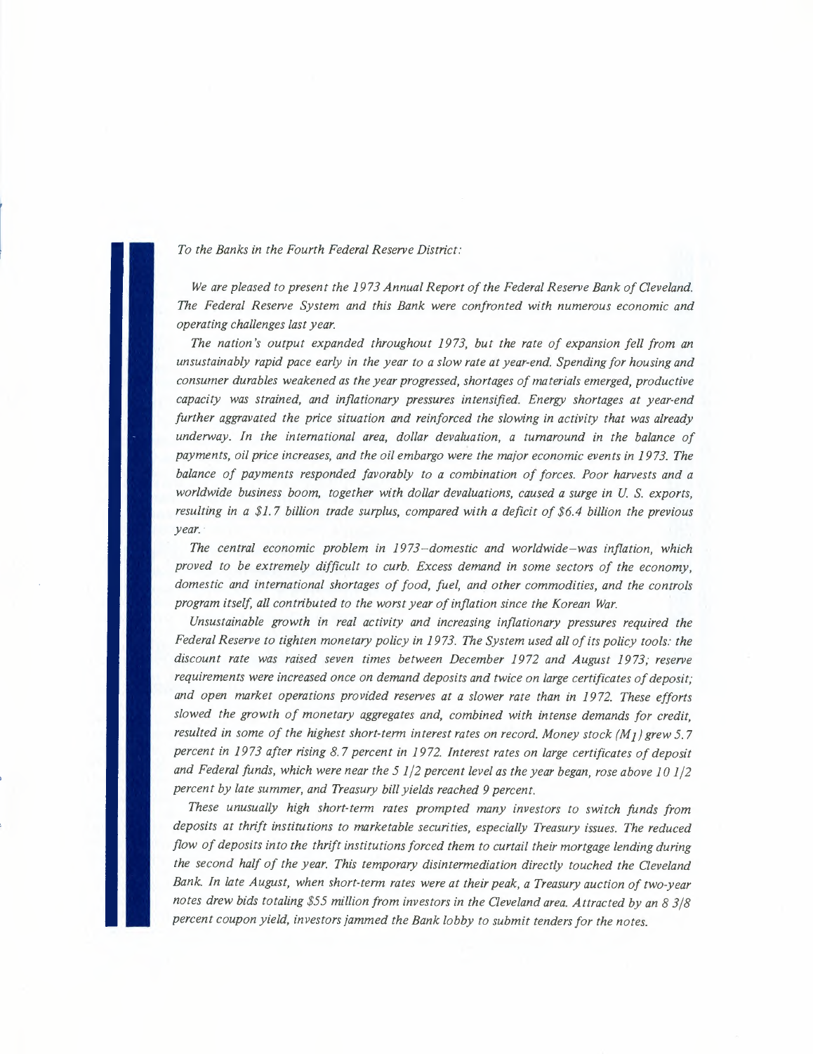*To the Banks in the Fourth Federal Reserve District:*

*We are pleased to present the 1973 Annual Report of the Federal Reserve Bank of Cleveland. The Federal Reserve System and this Bank were confronted with numerous economic and operating challenges last year.*

*The nation's output expanded throughout 1973, but the rate of expansion fell from an unsustainably rapid pace early in the year to a slow rate at year-end. Spending for housing and consumer durables weakened as the year progressed, shortages of materials emerged, productive capacity was strained, and inflationary pressures intensified. Energy shortages at year-end further aggravated the price situation and reinforced the slowing in activity that was already underway. In the international area, dollar devaluation, a turnaround in the balance of payments, oil price increases, and the oil embargo were the major economic events in 1973. The balance of payments responded favorably to a combination of forces. Poor harvests and a worldwide business boom, together with dollar devaluations, caused a surge in U. S. exports, resulting in a $1.7 billion trade surplus, compared with a deficit of $6.4 billion the previous year.*

*The central economic problem in 1973–domestic and worldwide–was inflation, which proved to be extremely difficult to curb. Excess demand in some sectors of the economy, domestic and international shortages of food, fuel, and other commodities, and the controls program itself, all contributed to the worst year of inflation since the Korean War.*

*Unsustainable growth in real activity and increasing inflationary pressures required the Federal Reserve to tighten monetary policy in 1973. The System used all of its policy tools: the discount rate was raised seven times between December 1972 and August 1973; reserve requirements were increased once on demand deposits and twice on large certificates of deposit; and open market operations provided reserves at a slower rate than in 1972. These efforts slowed the growth of monetary aggregates and, combined with intense demands for credit, resulted in some of the highest short-term interest rates on record. Money stock ($M_1$) grew 5.7 percent in 1973 after rising 8.7 percent in 1972. Interest rates on large certificates of deposit and Federal funds, which were near the 5 1/2 percent level as the year began, rose above 10 1/2 percent by late summer, and Treasury bill yields reached 9 percent.*

*These unusually high short-term rates prompted many investors to switch funds from deposits at thrift institutions to marketable securities, especially Treasury issues. The reduced flow of deposits into the thrift institutions forced them to curtail their mortgage lending during the second half of the year. This temporary disintermediation directly touched the Cleveland Bank. In late August, when short-term rates were at their peak, a Treasury auction of two-year notes drew bids totaling $55 million from investors in the Cleveland area. Attracted by an 8 3/8 percent coupon yield, investors jammed the Bank lobby to submit tenders for the notes.*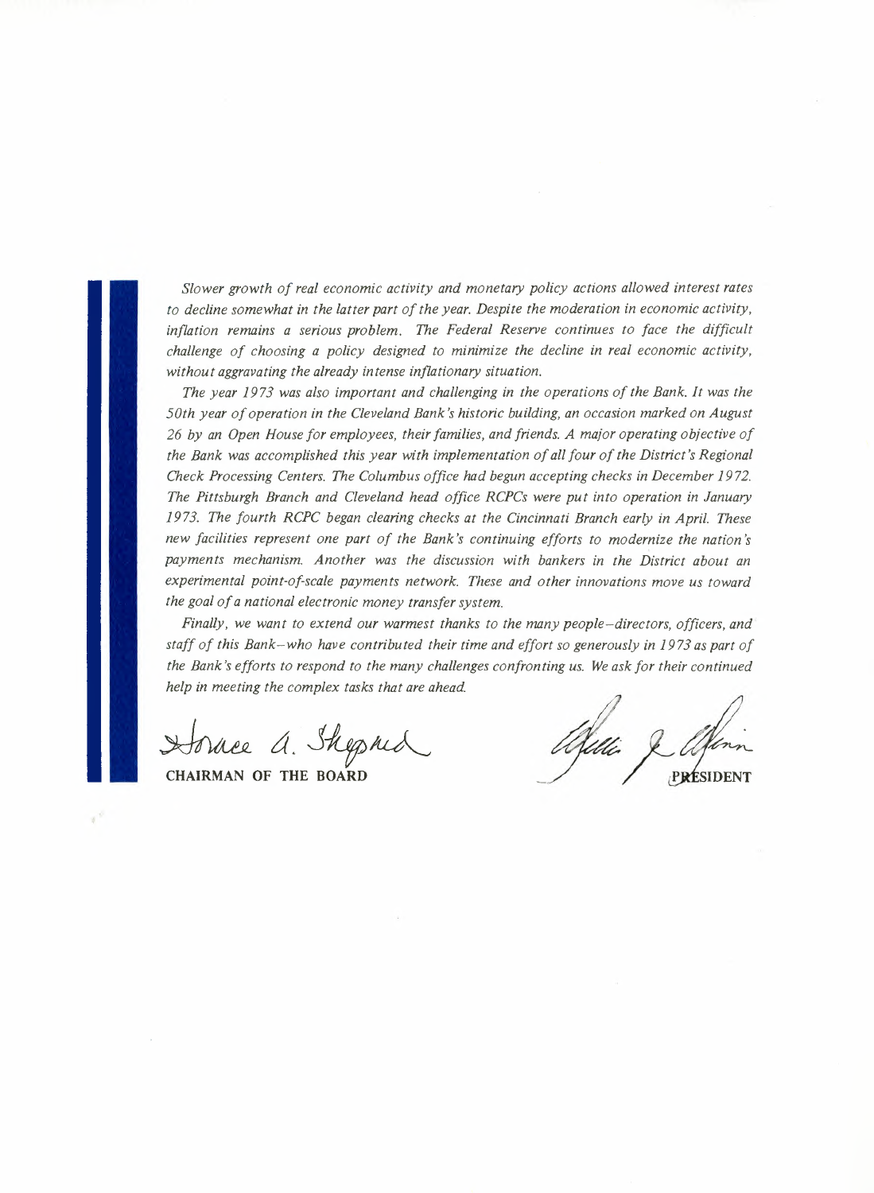*Slower growth of real economic activity and monetary policy actions allowed interest rates to decline somewhat in the latter part of the year. Despite the moderation in economic activity, inflation remains a serious problem. The Federal Reserve continues to face the difficult challenge of choosing a policy designed to minimize the decline in real economic activity, without aggravating the already intense inflationary situation.*

*The year 1973 was also important and challenging in the operations of the Bank. It was the 50th year of operation in the Cleveland Bank's historic building, an occasion marked on August 26 by an Open House for employees, their families, and friends. A major operating objective of the Bank was accomplished this year with implementation of all four of the District's Regional Check Processing Centers. The Columbus office had begun accepting checks in December 1972. The Pittsburgh Branch and Cleveland head office RCPCs were put into operation in January 1973. The fourth RCPC began clearing checks at the Cincinnati Branch early in April. These new facilities represent one part of the Bank's continuing efforts to modernize the nation's payments mechanism. Another was the discussion with bankers in the District about an experimental point-of-scale payments network. These and other innovations move us toward the goal of a national electronic money transfer system.*

*Finally, we want to extend our warmest thanks to the many people—directors, officers, and staff of this Bank—who have contributed their time and effort so generously in 1973 as part of the Bank's efforts to respond to the many challenges confronting us. We ask for their continued help in meeting the complex tasks that are ahead.*

Horace A. Shepard
**CHAIRMAN OF THE BOARD**

Willis J. Winn
**PRESIDENT**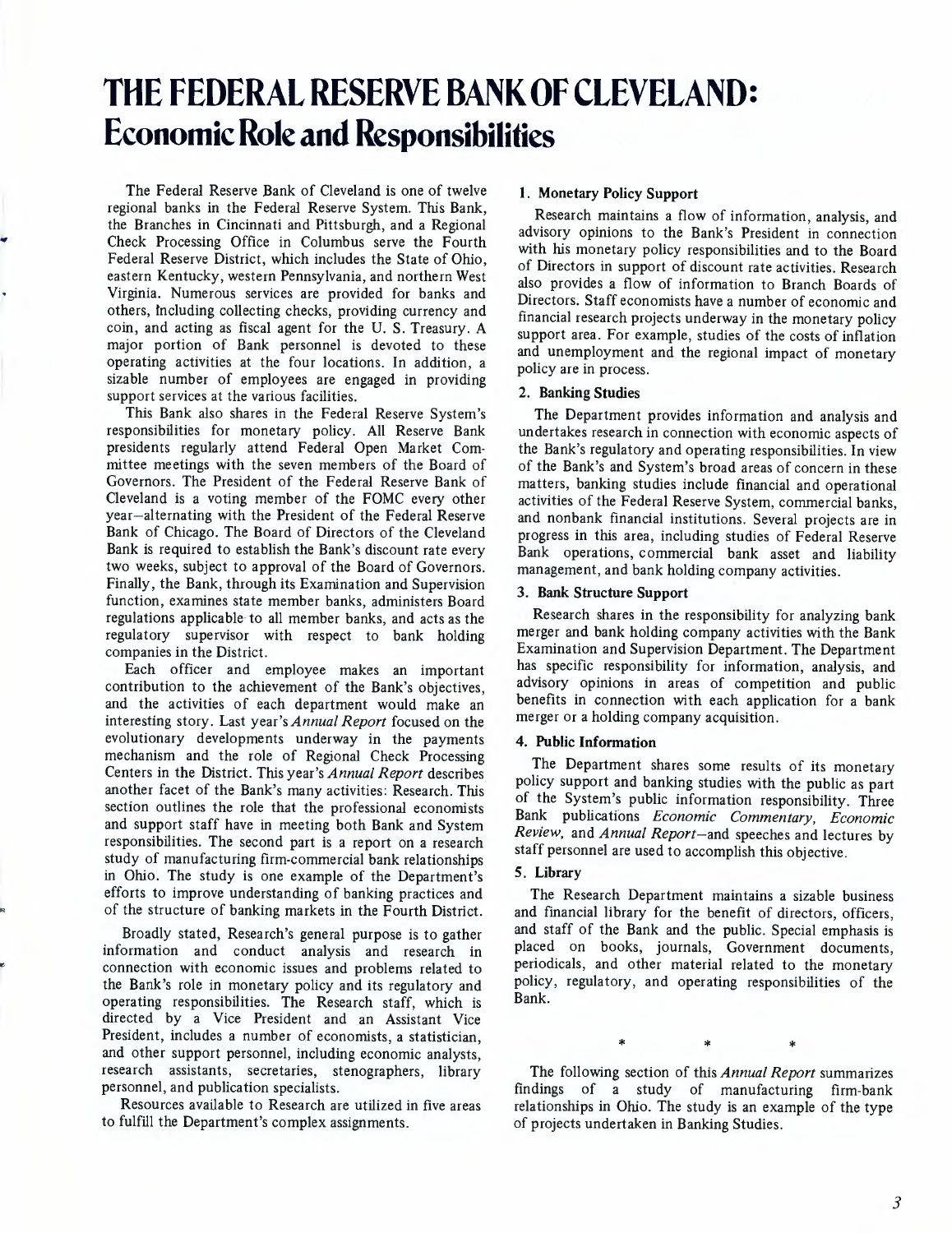# THE FEDERAL RESERVE BANK OF CLEVELAND: Economic Role and Responsibilities

The Federal Reserve Bank of Cleveland is one of twelve regional banks in the Federal Reserve System. This Bank, the Branches in Cincinnati and Pittsburgh, and a Regional Check Processing Office in Columbus serve the Fourth Federal Reserve District, which includes the State of Ohio, eastern Kentucky, western Pennsylvania, and northern West Virginia. Numerous services are provided for banks and others, including collecting checks, providing currency and coin, and acting as fiscal agent for the U. S. Treasury. A major portion of Bank personnel is devoted to these operating activities at the four locations. In addition, a sizable number of employees are engaged in providing support services at the various facilities.

This Bank also shares in the Federal Reserve System's responsibilities for monetary policy. All Reserve Bank presidents regularly attend Federal Open Market Committee meetings with the seven members of the Board of Governors. The President of the Federal Reserve Bank of Cleveland is a voting member of the FOMC every other year—alternating with the President of the Federal Reserve Bank of Chicago. The Board of Directors of the Cleveland Bank is required to establish the Bank's discount rate every two weeks, subject to approval of the Board of Governors. Finally, the Bank, through its Examination and Supervision function, examines state member banks, administers Board regulations applicable to all member banks, and acts as the regulatory supervisor with respect to bank holding companies in the District.

Each officer and employee makes an important contribution to the achievement of the Bank's objectives, and the activities of each department would make an interesting story. Last year's *Annual Report* focused on the evolutionary developments underway in the payments mechanism and the role of Regional Check Processing Centers in the District. This year's *Annual Report* describes another facet of the Bank's many activities: Research. This section outlines the role that the professional economists and support staff have in meeting both Bank and System responsibilities. The second part is a report on a research study of manufacturing firm-commercial bank relationships in Ohio. The study is one example of the Department's efforts to improve understanding of banking practices and of the structure of banking markets in the Fourth District.

Broadly stated, Research's general purpose is to gather information and conduct analysis and research in connection with economic issues and problems related to the Bank's role in monetary policy and its regulatory and operating responsibilities. The Research staff, which is directed by a Vice President and an Assistant Vice President, includes a number of economists, a statistician, and other support personnel, including economic analysts, research assistants, secretaries, stenographers, library personnel, and publication specialists.

Resources available to Research are utilized in five areas to fulfill the Department's complex assignments.

**1. Monetary Policy Support**

Research maintains a flow of information, analysis, and advisory opinions to the Bank's President in connection with his monetary policy responsibilities and to the Board of Directors in support of discount rate activities. Research also provides a flow of information to Branch Boards of Directors. Staff economists have a number of economic and financial research projects underway in the monetary policy support area. For example, studies of the costs of inflation and unemployment and the regional impact of monetary policy are in process.

**2. Banking Studies**

The Department provides information and analysis and undertakes research in connection with economic aspects of the Bank's regulatory and operating responsibilities. In view of the Bank's and System's broad areas of concern in these matters, banking studies include financial and operational activities of the Federal Reserve System, commercial banks, and nonbank financial institutions. Several projects are in progress in this area, including studies of Federal Reserve Bank operations, commercial bank asset and liability management, and bank holding company activities.

**3. Bank Structure Support**

Research shares in the responsibility for analyzing bank merger and bank holding company activities with the Bank Examination and Supervision Department. The Department has specific responsibility for information, analysis, and advisory opinions in areas of competition and public benefits in connection with each application for a bank merger or a holding company acquisition.

**4. Public Information**

The Department shares some results of its monetary policy support and banking studies with the public as part of the System's public information responsibility. Three Bank publications *Economic Commentary, Economic Review,* and *Annual Report*—and speeches and lectures by staff personnel are used to accomplish this objective.

**5. Library**

The Research Department maintains a sizable business and financial library for the benefit of directors, officers, and staff of the Bank and the public. Special emphasis is placed on books, journals, Government documents, periodicals, and other material related to the monetary policy, regulatory, and operating responsibilities of the Bank.

\* \* \*

The following section of this *Annual Report* summarizes findings of a study of manufacturing firm-bank relationships in Ohio. The study is an example of the type of projects undertaken in Banking Studies.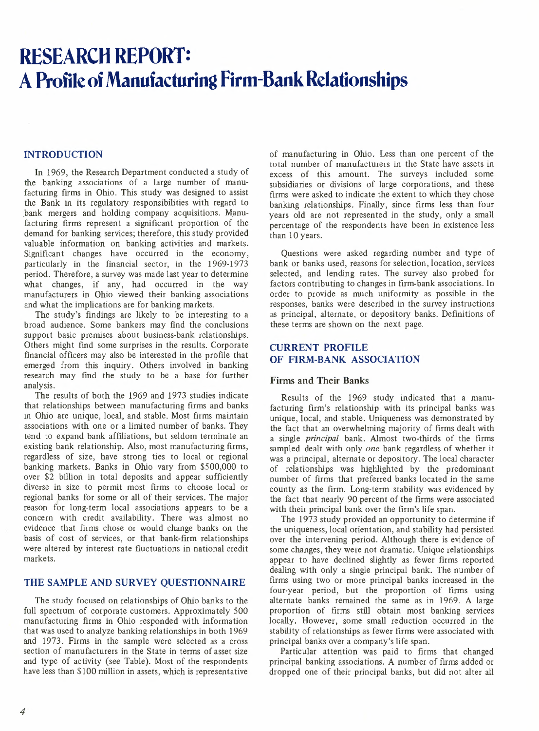# RESEARCH REPORT: A Profile of Manufacturing Firm-Bank Relationships

## INTRODUCTION

In 1969, the Research Department conducted a study of the banking associations of a large number of manufacturing firms in Ohio. This study was designed to assist the Bank in its regulatory responsibilities with regard to bank mergers and holding company acquisitions. Manufacturing firms represent a significant proportion of the demand for banking services; therefore, this study provided valuable information on banking activities and markets. Significant changes have occurred in the economy, particularly in the financial sector, in the 1969-1973 period. Therefore, a survey was made last year to determine what changes, if any, had occurred in the way manufacturers in Ohio viewed their banking associations and what the implications are for banking markets.

The study's findings are likely to be interesting to a broad audience. Some bankers may find the conclusions support basic premises about business-bank relationships. Others might find some surprises in the results. Corporate financial officers may also be interested in the profile that emerged from this inquiry. Others involved in banking research may find the study to be a base for further analysis.

The results of both the 1969 and 1973 studies indicate that relationships between manufacturing firms and banks in Ohio are unique, local, and stable. Most firms maintain associations with one or a limited number of banks. They tend to expand bank affiliations, but seldom terminate an existing bank relationship. Also, most manufacturing firms, regardless of size, have strong ties to local or regional banking markets. Banks in Ohio vary from $500,000 to over $2 billion in total deposits and appear sufficiently diverse in size to permit most firms to choose local or regional banks for some or all of their services. The major reason for long-term local associations appears to be a concern with credit availability. There was almost no evidence that firms chose or would change banks on the basis of cost of services, or that bank-firm relationships were altered by interest rate fluctuations in national credit markets.

## THE SAMPLE AND SURVEY QUESTIONNAIRE

The study focused on relationships of Ohio banks to the full spectrum of corporate customers. Approximately 500 manufacturing firms in Ohio responded with information that was used to analyze banking relationships in both 1969 and 1973. Firms in the sample were selected as a cross section of manufacturers in the State in terms of asset size and type of activity (see Table). Most of the respondents have less than $100 million in assets, which is representative of manufacturing in Ohio. Less than one percent of the total number of manufacturers in the State have assets in excess of this amount. The surveys included some subsidiaries or divisions of large corporations, and these firms were asked to indicate the extent to which they chose banking relationships. Finally, since firms less than four years old are not represented in the study, only a small percentage of the respondents have been in existence less than 10 years.

Questions were asked regarding number and type of bank or banks used, reasons for selection, location, services selected, and lending rates. The survey also probed for factors contributing to changes in firm-bank associations. In order to provide as much uniformity as possible in the responses, banks were described in the survey instructions as principal, alternate, or depository banks. Definitions of these terms are shown on the next page.

## CURRENT PROFILE OF FIRM-BANK ASSOCIATION

### Firms and Their Banks

Results of the 1969 study indicated that a manufacturing firm's relationship with its principal banks was unique, local, and stable. Uniqueness was demonstrated by the fact that an overwhelming majority of firms dealt with a single *principal* bank. Almost two-thirds of the firms sampled dealt with only *one* bank regardless of whether it was a principal, alternate or depository. The local character of relationships was highlighted by the predominant number of firms that preferred banks located in the same county as the firm. Long-term stability was evidenced by the fact that nearly 90 percent of the firms were associated with their principal bank over the firm's life span.

The 1973 study provided an opportunity to determine if the uniqueness, local orientation, and stability had persisted over the intervening period. Although there is evidence of some changes, they were not dramatic. Unique relationships appear to have declined slightly as fewer firms reported dealing with only a single principal bank. The number of firms using two or more principal banks increased in the four-year period, but the proportion of firms using alternate banks remained the same as in 1969. A large proportion of firms still obtain most banking services locally. However, some small reduction occurred in the stability of relationships as fewer firms were associated with principal banks over a company's life span.

Particular attention was paid to firms that changed principal banking associations. A number of firms added or dropped one of their principal banks, but did not alter all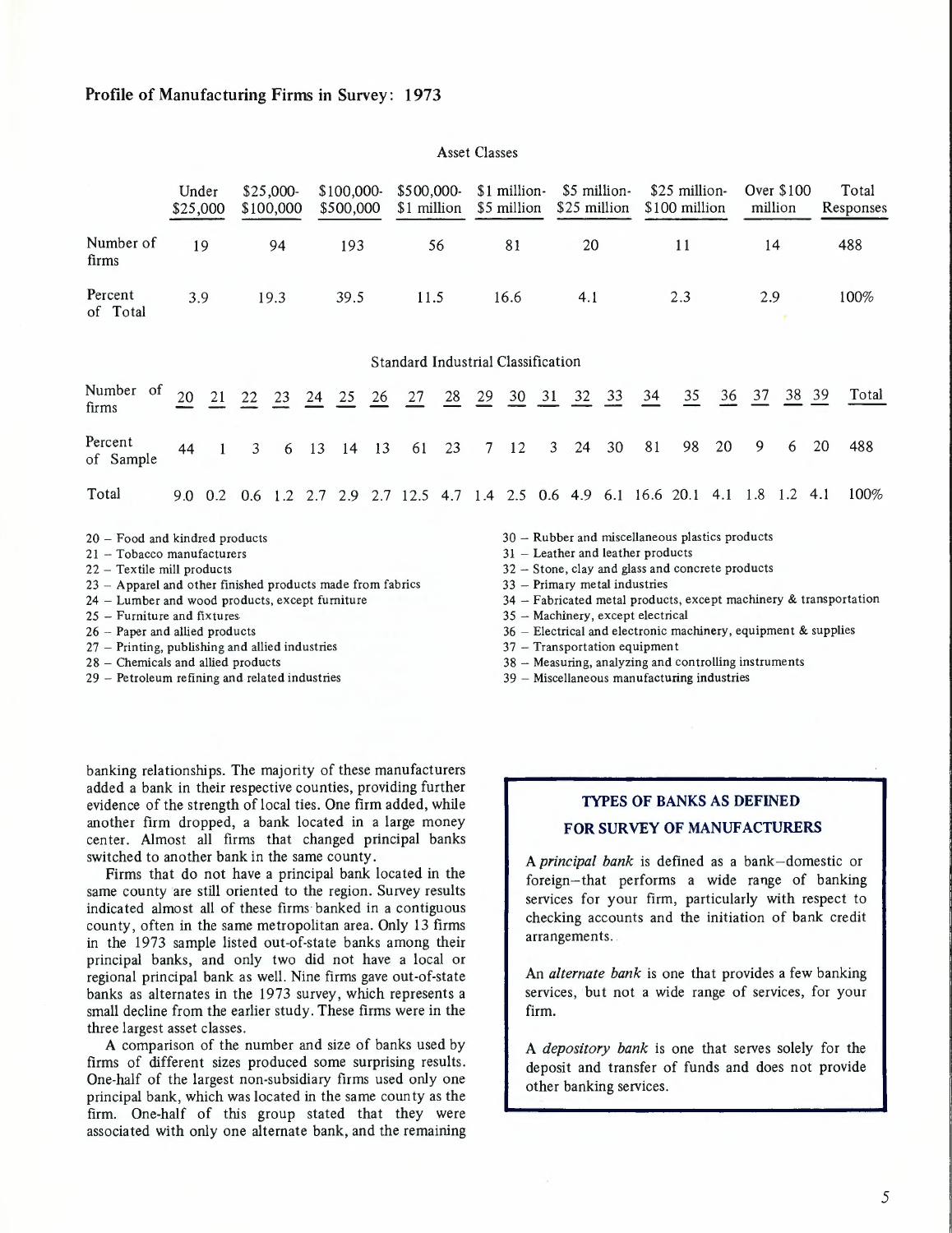### Profile of Manufacturing Firms in Survey: 1973

| | Asset Classes | | | | | | | | |
|---|---|---|---|---|---|---|---|---|---|
| | Under $25,000 | $25,000-$100,000 | $100,000-$500,000 | $500,000-$1 million | $1 million-$5 million | $5 million-$25 million | $25 million-$100 million | Over $100 million | Total Responses |
| Number of firms | 19 | 94 | 193 | 56 | 81 | 20 | 11 | 14 | 488 |
| Percent of Total | 3.9 | 19.3 | 39.5 | 11.5 | 16.6 | 4.1 | 2.3 | 2.9 | 100% |

| | Standard Industrial Classification | | | | | | | | | | | | | | | | | | | | |
|---|---|---|---|---|---|---|---|---|---|---|---|---|---|---|---|---|---|---|---|---|---|
| Number of firms | 20 | 21 | 22 | 23 | 24 | 25 | 26 | 27 | 28 | 29 | 30 | 31 | 32 | 33 | 34 | 35 | 36 | 37 | 38 | 39 | Total |
| Percent of Sample | 44 | 1 | 3 | 6 | 13 | 14 | 13 | 61 | 23 | 7 | 12 | 3 | 24 | 30 | 81 | 98 | 20 | 9 | 6 | 20 | 488 |
| Total | 9.0 | 0.2 | 0.6 | 1.2 | 2.7 | 2.9 | 2.7 | 12.5 | 4.7 | 1.4 | 2.5 | 0.6 | 4.9 | 6.1 | 16.6 | 20.1 | 4.1 | 1.8 | 1.2 | 4.1 | 100% |

20 – Food and kindred products
21 – Tobacco manufacturers
22 – Textile mill products
23 – Apparel and other finished products made from fabrics
24 – Lumber and wood products, except furniture
25 – Furniture and fixtures
26 – Paper and allied products
27 – Printing, publishing and allied industries
28 – Chemicals and allied products
29 – Petroleum refining and related industries
30 – Rubber and miscellaneous plastics products
31 – Leather and leather products
32 – Stone, clay and glass and concrete products
33 – Primary metal industries
34 – Fabricated metal products, except machinery & transportation
35 – Machinery, except electrical
36 – Electrical and electronic machinery, equipment & supplies
37 – Transportation equipment
38 – Measuring, analyzing and controlling instruments
39 – Miscellaneous manufacturing industries

banking relationships. The majority of these manufacturers added a bank in their respective counties, providing further evidence of the strength of local ties. One firm added, while another firm dropped, a bank located in a large money center. Almost all firms that changed principal banks switched to another bank in the same county.

Firms that do not have a principal bank located in the same county are still oriented to the region. Survey results indicated almost all of these firms banked in a contiguous county, often in the same metropolitan area. Only 13 firms in the 1973 sample listed out-of-state banks among their principal banks, and only two did not have a local or regional principal bank as well. Nine firms gave out-of-state banks as alternates in the 1973 survey, which represents a small decline from the earlier study. These firms were in the three largest asset classes.

A comparison of the number and size of banks used by firms of different sizes produced some surprising results. One-half of the largest non-subsidiary firms used only one principal bank, which was located in the same county as the firm. One-half of this group stated that they were associated with only one alternate bank, and the remaining

---

**TYPES OF BANKS AS DEFINED FOR SURVEY OF MANUFACTURERS**

A *principal bank* is defined as a bank—domestic or foreign—that performs a wide range of banking services for your firm, particularly with respect to checking accounts and the initiation of bank credit arrangements.

An *alternate bank* is one that provides a few banking services, but not a wide range of services, for your firm.

A *depository bank* is one that serves solely for the deposit and transfer of funds and does not provide other banking services.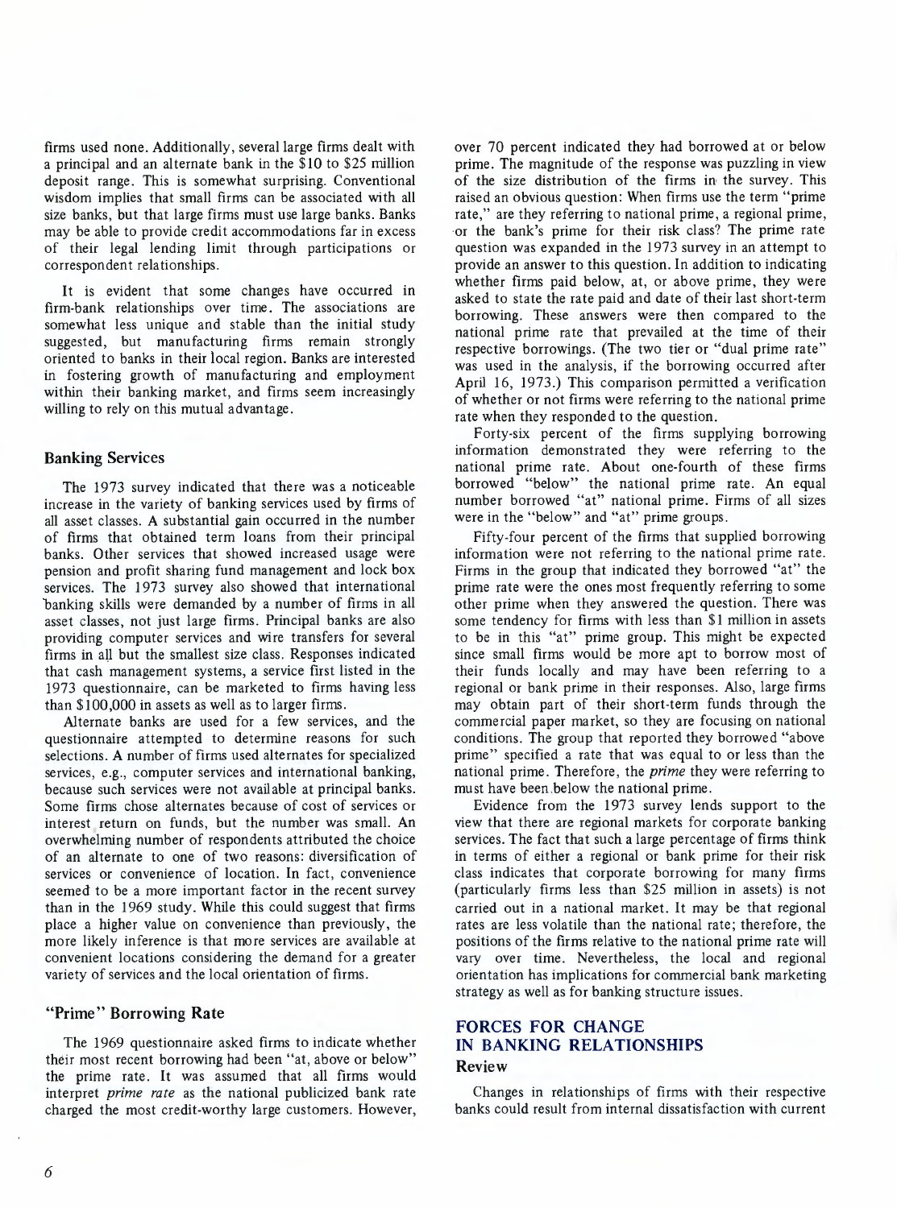firms used none. Additionally, several large firms dealt with a principal and an alternate bank in the $10 to $25 million deposit range. This is somewhat surprising. Conventional wisdom implies that small firms can be associated with all size banks, but that large firms must use large banks. Banks may be able to provide credit accommodations far in excess of their legal lending limit through participations or correspondent relationships.

It is evident that some changes have occurred in firm-bank relationships over time. The associations are somewhat less unique and stable than the initial study suggested, but manufacturing firms remain strongly oriented to banks in their local region. Banks are interested in fostering growth of manufacturing and employment within their banking market, and firms seem increasingly willing to rely on this mutual advantage.

### Banking Services

The 1973 survey indicated that there was a noticeable increase in the variety of banking services used by firms of all asset classes. A substantial gain occurred in the number of firms that obtained term loans from their principal banks. Other services that showed increased usage were pension and profit sharing fund management and lock box services. The 1973 survey also showed that international banking skills were demanded by a number of firms in all asset classes, not just large firms. Principal banks are also providing computer services and wire transfers for several firms in all but the smallest size class. Responses indicated that cash management systems, a service first listed in the 1973 questionnaire, can be marketed to firms having less than $100,000 in assets as well as to larger firms.

Alternate banks are used for a few services, and the questionnaire attempted to determine reasons for such selections. A number of firms used alternates for specialized services, e.g., computer services and international banking, because such services were not available at principal banks. Some firms chose alternates because of cost of services or interest return on funds, but the number was small. An overwhelming number of respondents attributed the choice of an alternate to one of two reasons: diversification of services or convenience of location. In fact, convenience seemed to be a more important factor in the recent survey than in the 1969 study. While this could suggest that firms place a higher value on convenience than previously, the more likely inference is that more services are available at convenient locations considering the demand for a greater variety of services and the local orientation of firms.

### "Prime" Borrowing Rate

The 1969 questionnaire asked firms to indicate whether their most recent borrowing had been "at, above or below" the prime rate. It was assumed that all firms would interpret *prime rate* as the national publicized bank rate charged the most credit-worthy large customers. However, over 70 percent indicated they had borrowed at or below prime. The magnitude of the response was puzzling in view of the size distribution of the firms in the survey. This raised an obvious question: When firms use the term "prime rate," are they referring to national prime, a regional prime, or the bank's prime for their risk class? The prime rate question was expanded in the 1973 survey in an attempt to provide an answer to this question. In addition to indicating whether firms paid below, at, or above prime, they were asked to state the rate paid and date of their last short-term borrowing. These answers were then compared to the national prime rate that prevailed at the time of their respective borrowings. (The two tier or "dual prime rate" was used in the analysis, if the borrowing occurred after April 16, 1973.) This comparison permitted a verification of whether or not firms were referring to the national prime rate when they responded to the question.

Forty-six percent of the firms supplying borrowing information demonstrated they were referring to the national prime rate. About one-fourth of these firms borrowed "below" the national prime rate. An equal number borrowed "at" national prime. Firms of all sizes were in the "below" and "at" prime groups.

Fifty-four percent of the firms that supplied borrowing information were not referring to the national prime rate. Firms in the group that indicated they borrowed "at" the prime rate were the ones most frequently referring to some other prime when they answered the question. There was some tendency for firms with less than $1 million in assets to be in this "at" prime group. This might be expected since small firms would be more apt to borrow most of their funds locally and may have been referring to a regional or bank prime in their responses. Also, large firms may obtain part of their short-term funds through the commercial paper market, so they are focusing on national conditions. The group that reported they borrowed "above prime" specified a rate that was equal to or less than the national prime. Therefore, the *prime* they were referring to must have been below the national prime.

Evidence from the 1973 survey lends support to the view that there are regional markets for corporate banking services. The fact that such a large percentage of firms think in terms of either a regional or bank prime for their risk class indicates that corporate borrowing for many firms (particularly firms less than $25 million in assets) is not carried out in a national market. It may be that regional rates are less volatile than the national rate; therefore, the positions of the firms relative to the national prime rate will vary over time. Nevertheless, the local and regional orientation has implications for commercial bank marketing strategy as well as for banking structure issues.

## FORCES FOR CHANGE IN BANKING RELATIONSHIPS

### Review

Changes in relationships of firms with their respective banks could result from internal dissatisfaction with current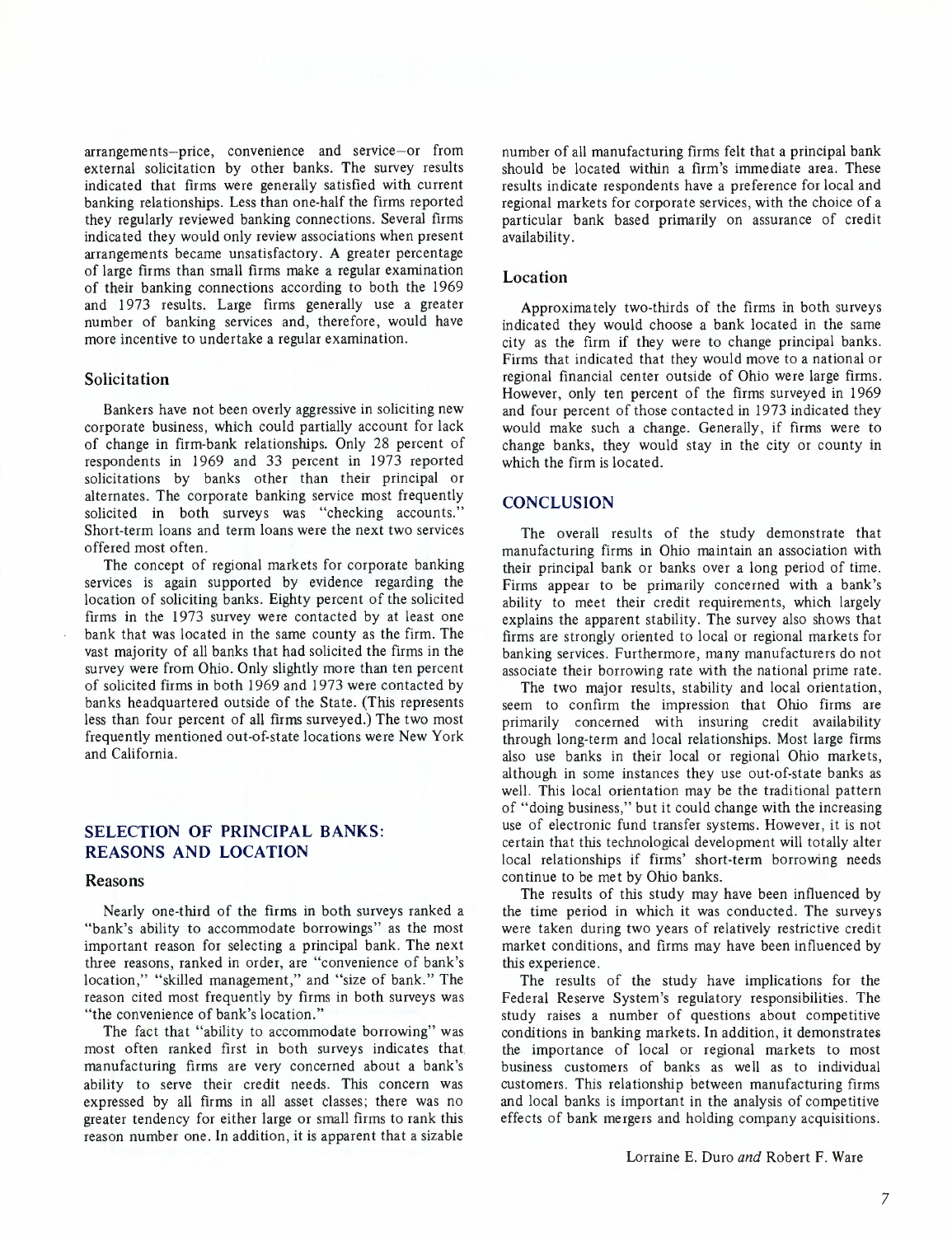arrangements–price, convenience and service–or from external solicitation by other banks. The survey results indicated that firms were generally satisfied with current banking relationships. Less than one-half the firms reported they regularly reviewed banking connections. Several firms indicated they would only review associations when present arrangements became unsatisfactory. A greater percentage of large firms than small firms make a regular examination of their banking connections according to both the 1969 and 1973 results. Large firms generally use a greater number of banking services and, therefore, would have more incentive to undertake a regular examination.

### Solicitation

Bankers have not been overly aggressive in soliciting new corporate business, which could partially account for lack of change in firm-bank relationships. Only 28 percent of respondents in 1969 and 33 percent in 1973 reported solicitations by banks other than their principal or alternates. The corporate banking service most frequently solicited in both surveys was "checking accounts." Short-term loans and term loans were the next two services offered most often.

The concept of regional markets for corporate banking services is again supported by evidence regarding the location of soliciting banks. Eighty percent of the solicited firms in the 1973 survey were contacted by at least one bank that was located in the same county as the firm. The vast majority of all banks that had solicited the firms in the survey were from Ohio. Only slightly more than ten percent of solicited firms in both 1969 and 1973 were contacted by banks headquartered outside of the State. (This represents less than four percent of all firms surveyed.) The two most frequently mentioned out-of-state locations were New York and California.

## SELECTION OF PRINCIPAL BANKS: REASONS AND LOCATION

### Reasons

Nearly one-third of the firms in both surveys ranked a "bank's ability to accommodate borrowings" as the most important reason for selecting a principal bank. The next three reasons, ranked in order, are "convenience of bank's location," "skilled management," and "size of bank." The reason cited most frequently by firms in both surveys was "the convenience of bank's location."

The fact that "ability to accommodate borrowing" was most often ranked first in both surveys indicates that manufacturing firms are very concerned about a bank's ability to serve their credit needs. This concern was expressed by all firms in all asset classes; there was no greater tendency for either large or small firms to rank this reason number one. In addition, it is apparent that a sizable number of all manufacturing firms felt that a principal bank should be located within a firm's immediate area. These results indicate respondents have a preference for local and regional markets for corporate services, with the choice of a particular bank based primarily on assurance of credit availability.

### Location

Approximately two-thirds of the firms in both surveys indicated they would choose a bank located in the same city as the firm if they were to change principal banks. Firms that indicated that they would move to a national or regional financial center outside of Ohio were large firms. However, only ten percent of the firms surveyed in 1969 and four percent of those contacted in 1973 indicated they would make such a change. Generally, if firms were to change banks, they would stay in the city or county in which the firm is located.

## CONCLUSION

The overall results of the study demonstrate that manufacturing firms in Ohio maintain an association with their principal bank or banks over a long period of time. Firms appear to be primarily concerned with a bank's ability to meet their credit requirements, which largely explains the apparent stability. The survey also shows that firms are strongly oriented to local or regional markets for banking services. Furthermore, many manufacturers do not associate their borrowing rate with the national prime rate.

The two major results, stability and local orientation, seem to confirm the impression that Ohio firms are primarily concerned with insuring credit availability through long-term and local relationships. Most large firms also use banks in their local or regional Ohio markets, although in some instances they use out-of-state banks as well. This local orientation may be the traditional pattern of "doing business," but it could change with the increasing use of electronic fund transfer systems. However, it is not certain that this technological development will totally alter local relationships if firms' short-term borrowing needs continue to be met by Ohio banks.

The results of this study may have been influenced by the time period in which it was conducted. The surveys were taken during two years of relatively restrictive credit market conditions, and firms may have been influenced by this experience.

The results of the study have implications for the Federal Reserve System's regulatory responsibilities. The study raises a number of questions about competitive conditions in banking markets. In addition, it demonstrates the importance of local or regional markets to most business customers of banks as well as to individual customers. This relationship between manufacturing firms and local banks is important in the analysis of competitive effects of bank mergers and holding company acquisitions.

Lorraine E. Duro *and* Robert F. Ware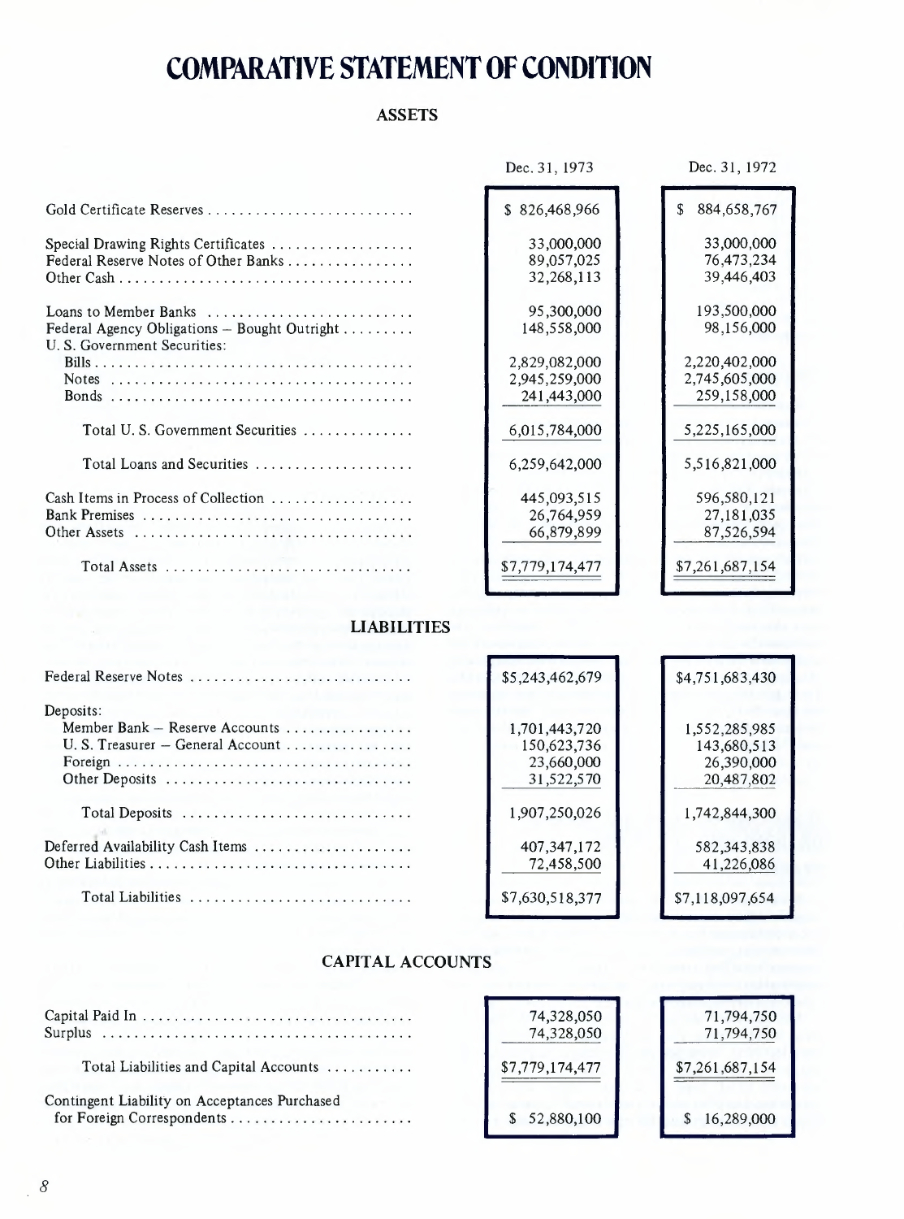# COMPARATIVE STATEMENT OF CONDITION

## ASSETS

| | Dec. 31, 1973 | Dec. 31, 1972 |
|---|---|---|
| Gold Certificate Reserves | $ 826,468,966 | $ 884,658,767 |
| Special Drawing Rights Certificates | 33,000,000 | 33,000,000 |
| Federal Reserve Notes of Other Banks | 89,057,025 | 76,473,234 |
| Other Cash | 32,268,113 | 39,446,403 |
| Loans to Member Banks | 95,300,000 | 193,500,000 |
| Federal Agency Obligations – Bought Outright | 148,558,000 | 98,156,000 |
| U. S. Government Securities: | | |
| Bills | 2,829,082,000 | 2,220,402,000 |
| Notes | 2,945,259,000 | 2,745,605,000 |
| Bonds | 241,443,000 | 259,158,000 |
| Total U. S. Government Securities | 6,015,784,000 | 5,225,165,000 |
| Total Loans and Securities | 6,259,642,000 | 5,516,821,000 |
| Cash Items in Process of Collection | 445,093,515 | 596,580,121 |
| Bank Premises | 26,764,959 | 27,181,035 |
| Other Assets | 66,879,899 | 87,526,594 |
| Total Assets | $7,779,174,477 | $7,261,687,154 |

## LIABILITIES

| | Dec. 31, 1973 | Dec. 31, 1972 |
|---|---|---|
| Federal Reserve Notes | $5,243,462,679 | $4,751,683,430 |
| Deposits: | | |
| Member Bank – Reserve Accounts | 1,701,443,720 | 1,552,285,985 |
| U. S. Treasurer – General Account | 150,623,736 | 143,680,513 |
| Foreign | 23,660,000 | 26,390,000 |
| Other Deposits | 31,522,570 | 20,487,802 |
| Total Deposits | 1,907,250,026 | 1,742,844,300 |
| Deferred Availability Cash Items | 407,347,172 | 582,343,838 |
| Other Liabilities | 72,458,500 | 41,226,086 |
| Total Liabilities | $7,630,518,377 | $7,118,097,654 |

## CAPITAL ACCOUNTS

| | Dec. 31, 1973 | Dec. 31, 1972 |
|---|---|---|
| Capital Paid In | 74,328,050 | 71,794,750 |
| Surplus | 74,328,050 | 71,794,750 |
| Total Liabilities and Capital Accounts | $7,779,174,477 | $7,261,687,154 |
| Contingent Liability on Acceptances Purchased for Foreign Correspondents | $ 52,880,100 | $ 16,289,000 |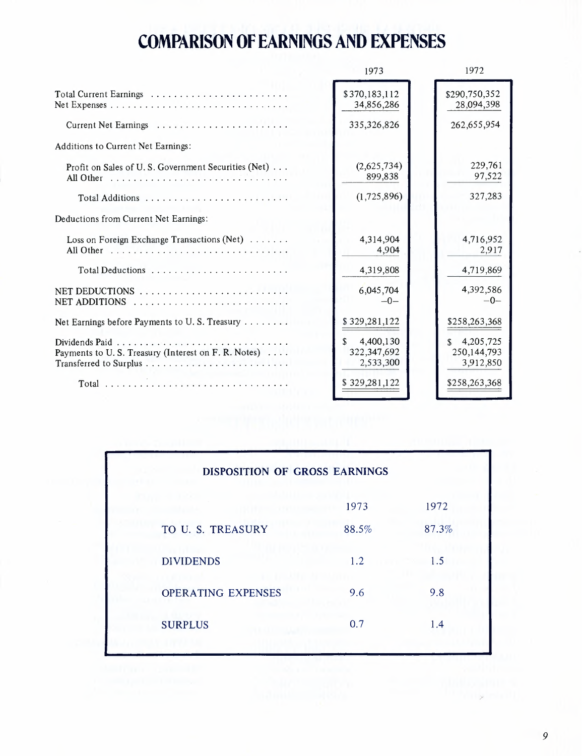# COMPARISON OF EARNINGS AND EXPENSES

| | 1973 | 1972 |
|---|---|---|
| Total Current Earnings | $370,183,112 | $290,750,352 |
| Net Expenses | 34,856,286 | 28,094,398 |
| Current Net Earnings | 335,326,826 | 262,655,954 |
| Additions to Current Net Earnings: | | |
| Profit on Sales of U. S. Government Securities (Net) | (2,625,734) | 229,761 |
| All Other | 899,838 | 97,522 |
| Total Additions | (1,725,896) | 327,283 |
| Deductions from Current Net Earnings: | | |
| Loss on Foreign Exchange Transactions (Net) | 4,314,904 | 4,716,952 |
| All Other | 4,904 | 2,917 |
| Total Deductions | 4,319,808 | 4,719,869 |
| NET DEDUCTIONS | 6,045,704 | 4,392,586 |
| NET ADDITIONS | –0– | –0– |
| Net Earnings before Payments to U. S. Treasury | $ 329,281,122 | $258,263,368 |
| Dividends Paid | $ 4,400,130 | $ 4,205,725 |
| Payments to U. S. Treasury (Interest on F. R. Notes) | 322,347,692 | 250,144,793 |
| Transferred to Surplus | 2,533,300 | 3,912,850 |
| Total | $ 329,281,122 | $258,263,368 |

## DISPOSITION OF GROSS EARNINGS

| | 1973 | 1972 |
|---|---|---|
| TO U. S. TREASURY | 88.5% | 87.3% |
| DIVIDENDS | 1.2 | 1.5 |
| OPERATING EXPENSES | 9.6 | 9.8 |
| SURPLUS | 0.7 | 1.4 |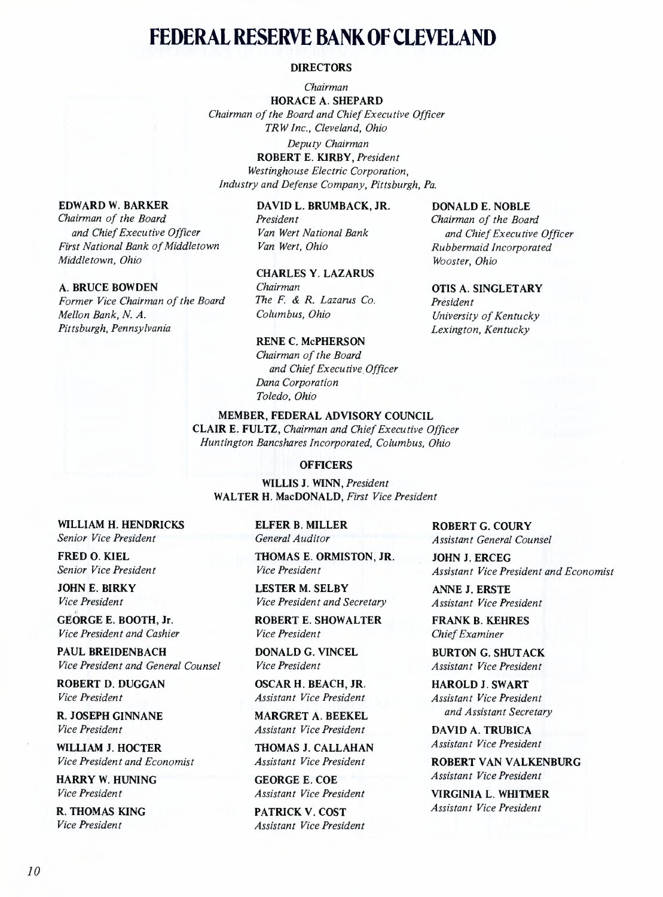# FEDERAL RESERVE BANK OF CLEVELAND

## DIRECTORS

*Chairman*
**HORACE A. SHEPARD**
*Chairman of the Board and Chief Executive Officer*
*TRW Inc., Cleveland, Ohio*

*Deputy Chairman*
**ROBERT E. KIRBY,** *President*
*Westinghouse Electric Corporation,*
*Industry and Defense Company, Pittsburgh, Pa.*

**EDWARD W. BARKER**
*Chairman of the Board and Chief Executive Officer*
*First National Bank of Middletown*
*Middletown, Ohio*

**A. BRUCE BOWDEN**
*Former Vice Chairman of the Board*
*Mellon Bank, N. A.*
*Pittsburgh, Pennsylvania*

**DAVID L. BRUMBACK, JR.**
*President*
*Van Wert National Bank*
*Van Wert, Ohio*

**CHARLES Y. LAZARUS**
*Chairman*
*The F. & R. Lazarus Co.*
*Columbus, Ohio*

**RENE C. McPHERSON**
*Chairman of the Board and Chief Executive Officer*
*Dana Corporation*
*Toledo, Ohio*

**DONALD E. NOBLE**
*Chairman of the Board and Chief Executive Officer*
*Rubbermaid Incorporated*
*Wooster, Ohio*

**OTIS A. SINGLETARY**
*President*
*University of Kentucky*
*Lexington, Kentucky*

## MEMBER, FEDERAL ADVISORY COUNCIL

**CLAIR E. FULTZ,** *Chairman and Chief Executive Officer*
*Huntington Bancshares Incorporated, Columbus, Ohio*

## OFFICERS

**WILLIS J. WINN,** *President*
**WALTER H. MacDONALD,** *First Vice President*

**WILLIAM H. HENDRICKS**
*Senior Vice President*

**FRED O. KIEL**
*Senior Vice President*

**JOHN E. BIRKY**
*Vice President*

**GEORGE E. BOOTH, Jr.**
*Vice President and Cashier*

**PAUL BREIDENBACH**
*Vice President and General Counsel*

**ROBERT D. DUGGAN**
*Vice President*

**R. JOSEPH GINNANE**
*Vice President*

**WILLIAM J. HOCTER**
*Vice President and Economist*

**HARRY W. HUNING**
*Vice President*

**R. THOMAS KING**
*Vice President*

**ELFER B. MILLER**
*General Auditor*

**THOMAS E. ORMISTON, JR.**
*Vice President*

**LESTER M. SELBY**
*Vice President and Secretary*

**ROBERT E. SHOWALTER**
*Vice President*

**DONALD G. VINCEL**
*Vice President*

**OSCAR H. BEACH, JR.**
*Assistant Vice President*

**MARGRET A. BEEKEL**
*Assistant Vice President*

**THOMAS J. CALLAHAN**
*Assistant Vice President*

**GEORGE E. COE**
*Assistant Vice President*

**PATRICK V. COST**
*Assistant Vice President*

**ROBERT G. COURY**
*Assistant General Counsel*

**JOHN J. ERCEG**
*Assistant Vice President and Economist*

**ANNE J. ERSTE**
*Assistant Vice President*

**FRANK B. KEHRES**
*Chief Examiner*

**BURTON G. SHUTACK**
*Assistant Vice President*

**HAROLD J. SWART**
*Assistant Vice President and Assistant Secretary*

**DAVID A. TRUBICA**
*Assistant Vice President*

**ROBERT VAN VALKENBURG**
*Assistant Vice President*

**VIRGINIA L. WHITMER**
*Assistant Vice President*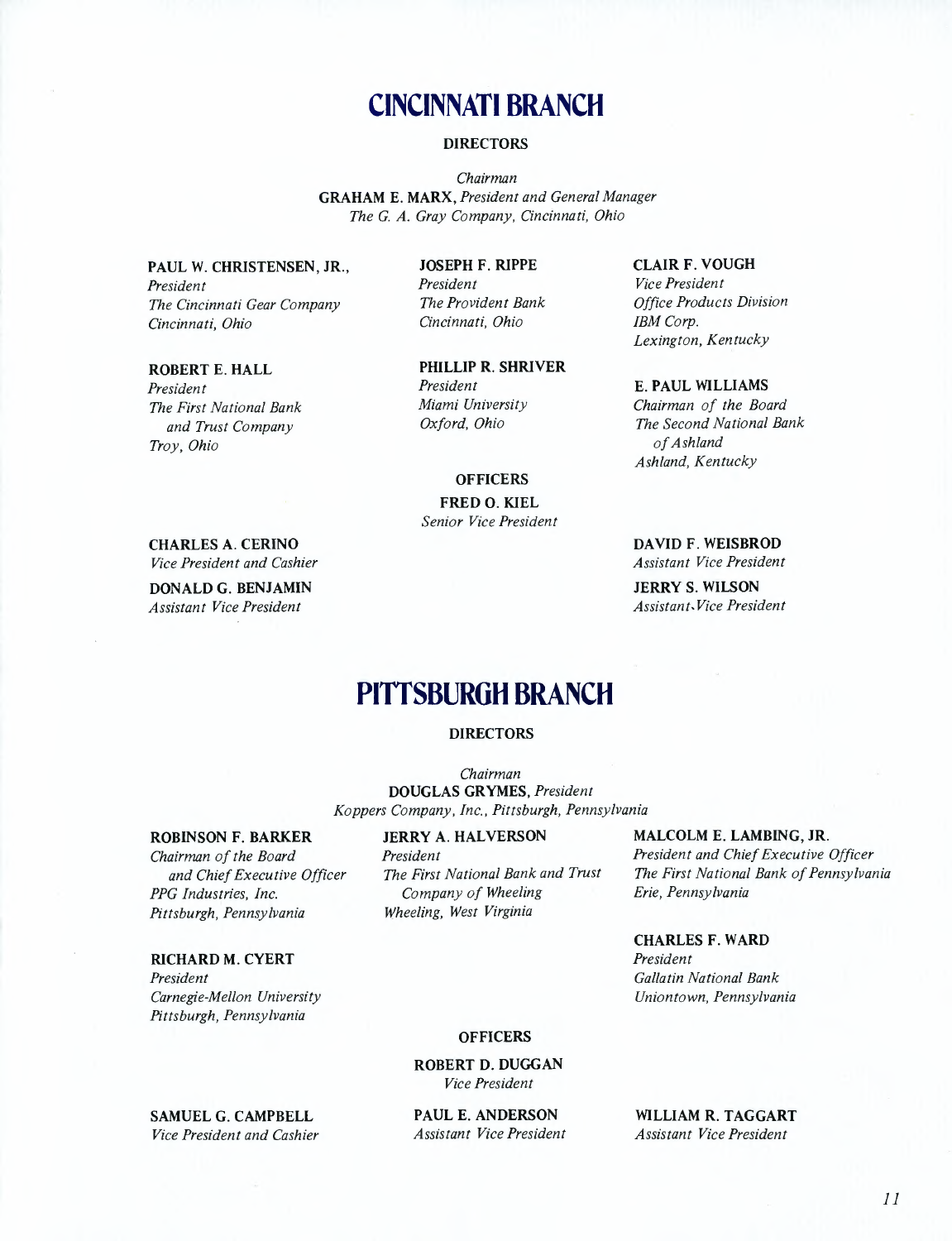# CINCINNATI BRANCH

## DIRECTORS

*Chairman*
**GRAHAM E. MARX,** *President and General Manager*
*The G. A. Gray Company, Cincinnati, Ohio*

**PAUL W. CHRISTENSEN, JR.,**
*President*
*The Cincinnati Gear Company*
*Cincinnati, Ohio*

**ROBERT E. HALL**
*President*
*The First National Bank and Trust Company*
*Troy, Ohio*

**JOSEPH F. RIPPE**
*President*
*The Provident Bank*
*Cincinnati, Ohio*

**PHILLIP R. SHRIVER**
*President*
*Miami University*
*Oxford, Ohio*

**CLAIR F. VOUGH**
*Vice President*
*Office Products Division*
*IBM Corp.*
*Lexington, Kentucky*

**E. PAUL WILLIAMS**
*Chairman of the Board*
*The Second National Bank of Ashland*
*Ashland, Kentucky*

## OFFICERS

**FRED O. KIEL**
*Senior Vice President*

**CHARLES A. CERINO**
*Vice President and Cashier*

**DONALD G. BENJAMIN**
*Assistant Vice President*

**DAVID F. WEISBROD**
*Assistant Vice President*

**JERRY S. WILSON**
*Assistant Vice President*

# PITTSBURGH BRANCH

## DIRECTORS

*Chairman*
**DOUGLAS GRYMES,** *President*
*Koppers Company, Inc., Pittsburgh, Pennsylvania*

**ROBINSON F. BARKER**
*Chairman of the Board and Chief Executive Officer*
*PPG Industries, Inc.*
*Pittsburgh, Pennsylvania*

**RICHARD M. CYERT**
*President*
*Carnegie-Mellon University*
*Pittsburgh, Pennsylvania*

**JERRY A. HALVERSON**
*President*
*The First National Bank and Trust Company of Wheeling*
*Wheeling, West Virginia*

**MALCOLM E. LAMBING, JR.**
*President and Chief Executive Officer*
*The First National Bank of Pennsylvania*
*Erie, Pennsylvania*

**CHARLES F. WARD**
*President*
*Gallatin National Bank*
*Uniontown, Pennsylvania*

## OFFICERS

**ROBERT D. DUGGAN**
*Vice President*

**SAMUEL G. CAMPBELL**
*Vice President and Cashier*

**PAUL E. ANDERSON**
*Assistant Vice President*

**WILLIAM R. TAGGART**
*Assistant Vice President*